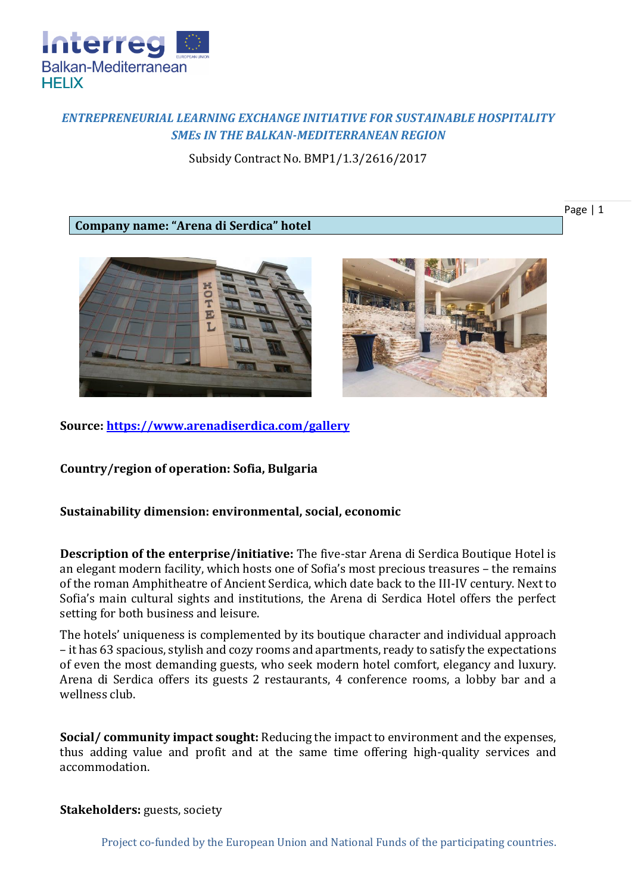***ENTREPRENEURIAL LEARNING EXCHANGE INITIATIVE FOR SUSTAINABLE HOSPITALITY SMEs IN THE BALKAN-MEDITERRANEAN REGION***

Subsidy Contract No. BMP1/1.3/2616/2017

**Company name: "Arena di Serdica" hotel**

**Source: [https://www.arenadiserdica.com/gallery](https://www.arenadiserdica.com/gallery)**

**Country/region of operation: Sofia, Bulgaria**

**Sustainability dimension: environmental, social, economic**

**Description of the enterprise/initiative:** The five-star Arena di Serdica Boutique Hotel is an elegant modern facility, which hosts one of Sofia's most precious treasures – the remains of the roman Amphitheatre of Ancient Serdica, which date back to the III-IV century. Next to Sofia's main cultural sights and institutions, the Arena di Serdica Hotel offers the perfect setting for both business and leisure.

The hotels' uniqueness is complemented by its boutique character and individual approach – it has 63 spacious, stylish and cozy rooms and apartments, ready to satisfy the expectations of even the most demanding guests, who seek modern hotel comfort, elegancy and luxury. Arena di Serdica offers its guests 2 restaurants, 4 conference rooms, a lobby bar and a wellness club.

**Social/ community impact sought:** Reducing the impact to environment and the expenses, thus adding value and profit and at the same time offering high-quality services and accommodation.

**Stakeholders:** guests, society

Project co-funded by the European Union and National Funds of the participating countries.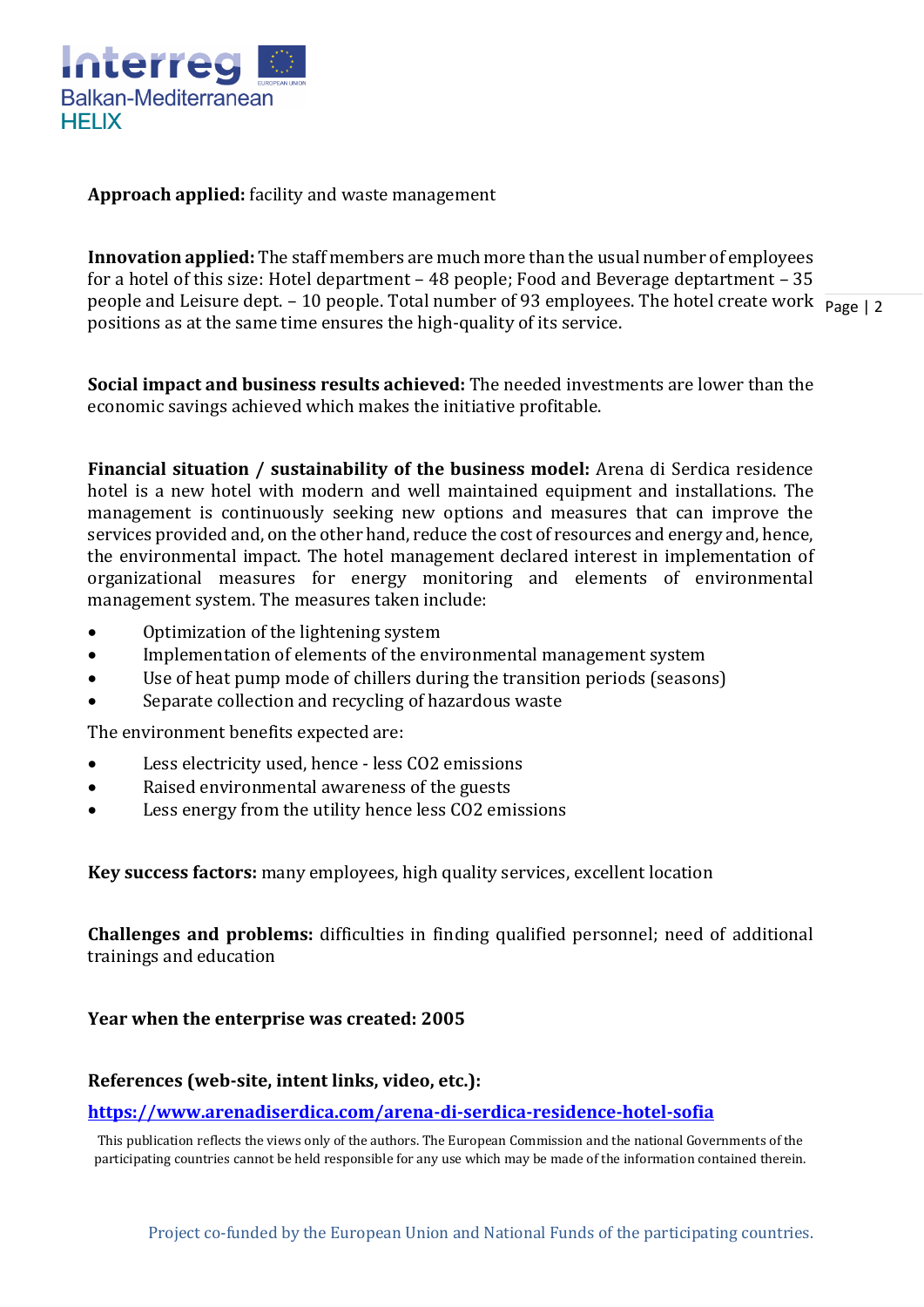**Approach applied:** facility and waste management

**Innovation applied:** The staff members are much more than the usual number of employees for a hotel of this size: Hotel department – 48 people; Food and Beverage deptartment – 35 people and Leisure dept. – 10 people. Total number of 93 employees. The hotel create work positions as at the same time ensures the high-quality of its service.

**Social impact and business results achieved:** The needed investments are lower than the economic savings achieved which makes the initiative profitable.

**Financial situation / sustainability of the business model:** Arena di Serdica residence hotel is a new hotel with modern and well maintained equipment and installations. The management is continuously seeking new options and measures that can improve the services provided and, on the other hand, reduce the cost of resources and energy and, hence, the environmental impact. The hotel management declared interest in implementation of organizational measures for energy monitoring and elements of environmental management system. The measures taken include:

- Optimization of the lightening system
- Implementation of elements of the environmental management system
- Use of heat pump mode of chillers during the transition periods (seasons)
- Separate collection and recycling of hazardous waste

The environment benefits expected are:

- Less electricity used, hence - less $CO_2$ emissions
- Raised environmental awareness of the guests
- Less energy from the utility hence less $CO_2$ emissions

**Key success factors:** many employees, high quality services, excellent location

**Challenges and problems:** difficulties in finding qualified personnel; need of additional trainings and education

**Year when the enterprise was created: 2005**

**References (web-site, intent links, video, etc.):**

**https://www.arenadiserdica.com/arena-di-serdica-residence-hotel-sofia**

This publication reflects the views only of the authors. The European Commission and the national Governments of the participating countries cannot be held responsible for any use which may be made of the information contained therein.

Project co-funded by the European Union and National Funds of the participating countries.